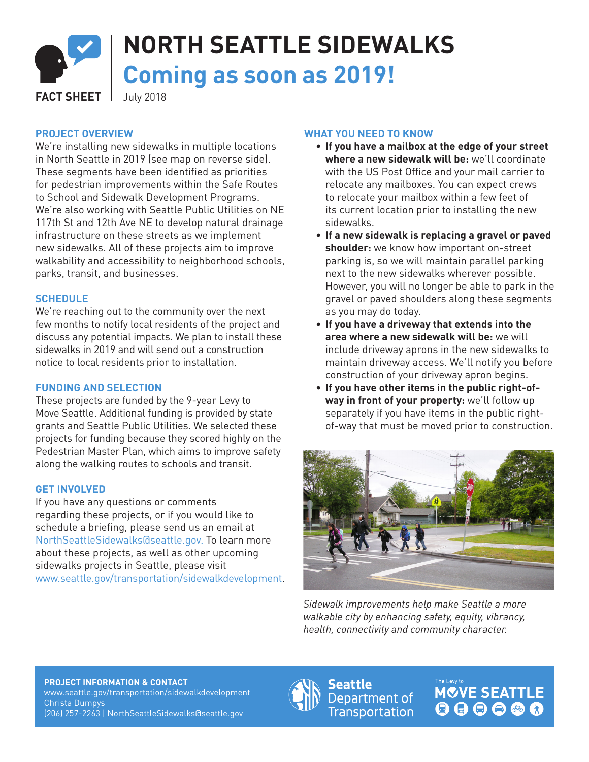# NORTH SEATTLE SIDEWALKS

## Coming as soon as 2019!

**FACT SHEET** | July 2018

### PROJECT OVERVIEW

We're installing new sidewalks in multiple locations in North Seattle in 2019 (see map on reverse side). These segments have been identified as priorities for pedestrian improvements within the Safe Routes to School and Sidewalk Development Programs. We're also working with Seattle Public Utilities on NE 117th St and 12th Ave NE to develop natural drainage infrastructure on these streets as we implement new sidewalks. All of these projects aim to improve walkability and accessibility to neighborhood schools, parks, transit, and businesses.

### SCHEDULE

We're reaching out to the community over the next few months to notify local residents of the project and discuss any potential impacts. We plan to install these sidewalks in 2019 and will send out a construction notice to local residents prior to installation.

### FUNDING AND SELECTION

These projects are funded by the 9-year Levy to Move Seattle. Additional funding is provided by state grants and Seattle Public Utilities. We selected these projects for funding because they scored highly on the Pedestrian Master Plan, which aims to improve safety along the walking routes to schools and transit.

### GET INVOLVED

If you have any questions or comments regarding these projects, or if you would like to schedule a briefing, please send us an email at NorthSeattleSidewalks@seattle.gov. To learn more about these projects, as well as other upcoming sidewalks projects in Seattle, please visit www.seattle.gov/transportation/sidewalkdevelopment.

### WHAT YOU NEED TO KNOW

- **If you have a mailbox at the edge of your street where a new sidewalk will be:** we'll coordinate with the US Post Office and your mail carrier to relocate any mailboxes. You can expect crews to relocate your mailbox within a few feet of its current location prior to installing the new sidewalks.
- **If a new sidewalk is replacing a gravel or paved shoulder:** we know how important on-street parking is, so we will maintain parallel parking next to the new sidewalks wherever possible. However, you will no longer be able to park in the gravel or paved shoulders along these segments as you may do today.
- **If you have a driveway that extends into the area where a new sidewalk will be:** we will include driveway aprons in the new sidewalks to maintain driveway access. We'll notify you before construction of your driveway apron begins.
- **If you have other items in the public right-of-way in front of your property:** we'll follow up separately if you have items in the public right-of-way that must be moved prior to construction.

*Sidewalk improvements help make Seattle a more walkable city by enhancing safety, equity, vibrancy, health, connectivity and community character.*

**PROJECT INFORMATION & CONTACT**
www.seattle.gov/transportation/sidewalkdevelopment
Christa Dumpys
(206) 257-2263 | NorthSeattleSidewalks@seattle.gov

Seattle Department of Transportation

The Levy to MOVE SEATTLE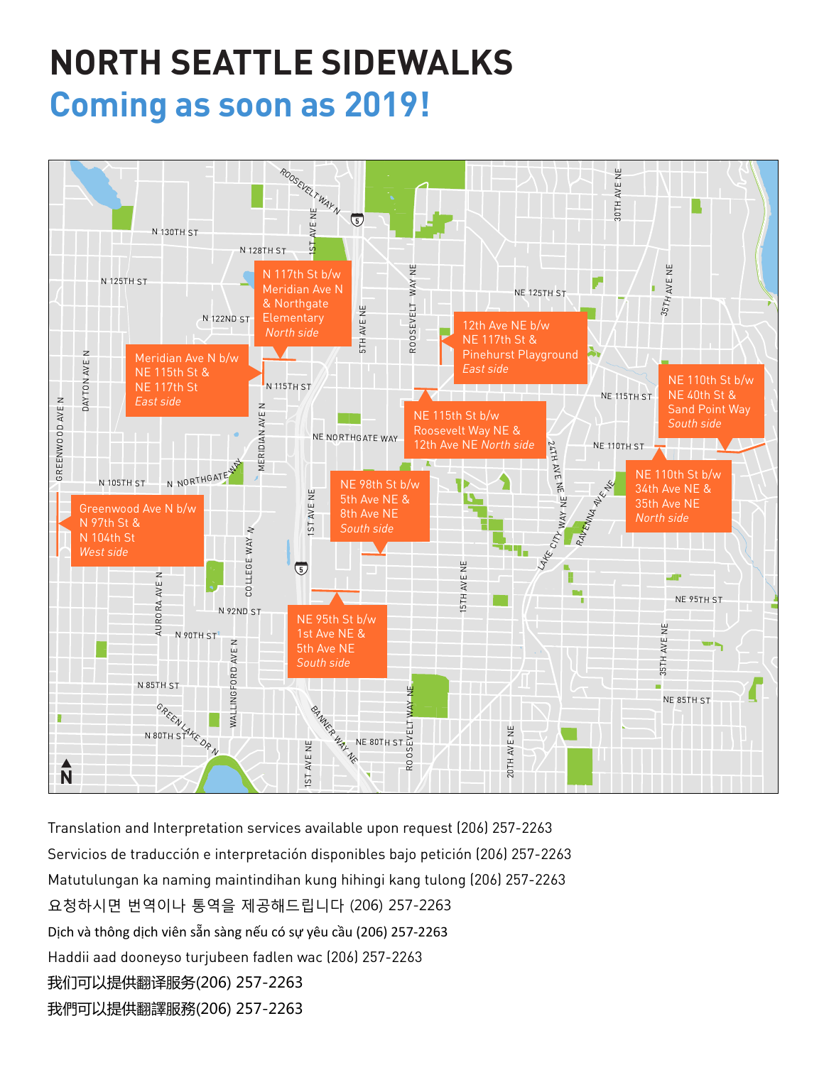# NORTH SEATTLE SIDEWALKS

## Coming as soon as 2019!

N 117th St b/w Meridian Ave N & Northgate Elementary *North side*

Meridian Ave N b/w NE 115th St & NE 117th St *East side*

12th Ave NE b/w NE 117th St & Pinehurst Playground *East side*

NE 110th St b/w NE 40th St & Sand Point Way *South side*

NE 115th St b/w Roosevelt Way NE & 12th Ave NE *North side*

NE 98th St b/w 5th Ave NE & 8th Ave NE *South side*

NE 110th St b/w 34th Ave NE & 35th Ave NE *North side*

Greenwood Ave N b/w N 97th St & N 104th St *West side*

NE 95th St b/w 1st Ave NE & 5th Ave NE *South side*

Translation and Interpretation services available upon request (206) 257-2263

Servicios de traducción e interpretación disponibles bajo petición (206) 257-2263

Matutulungan ka naming maintindihan kung hihingi kang tulong (206) 257-2263

요청하시면 번역이나 통역을 제공해드립니다 (206) 257-2263

Dịch và thông dịch viên sẵn sàng nếu có sự yêu cầu (206) 257-2263

Haddii aad dooneyso turjubeen fadlen wac (206) 257-2263

我们可以提供翻译服务(206) 257-2263

我們可以提供翻譯服務(206) 257-2263